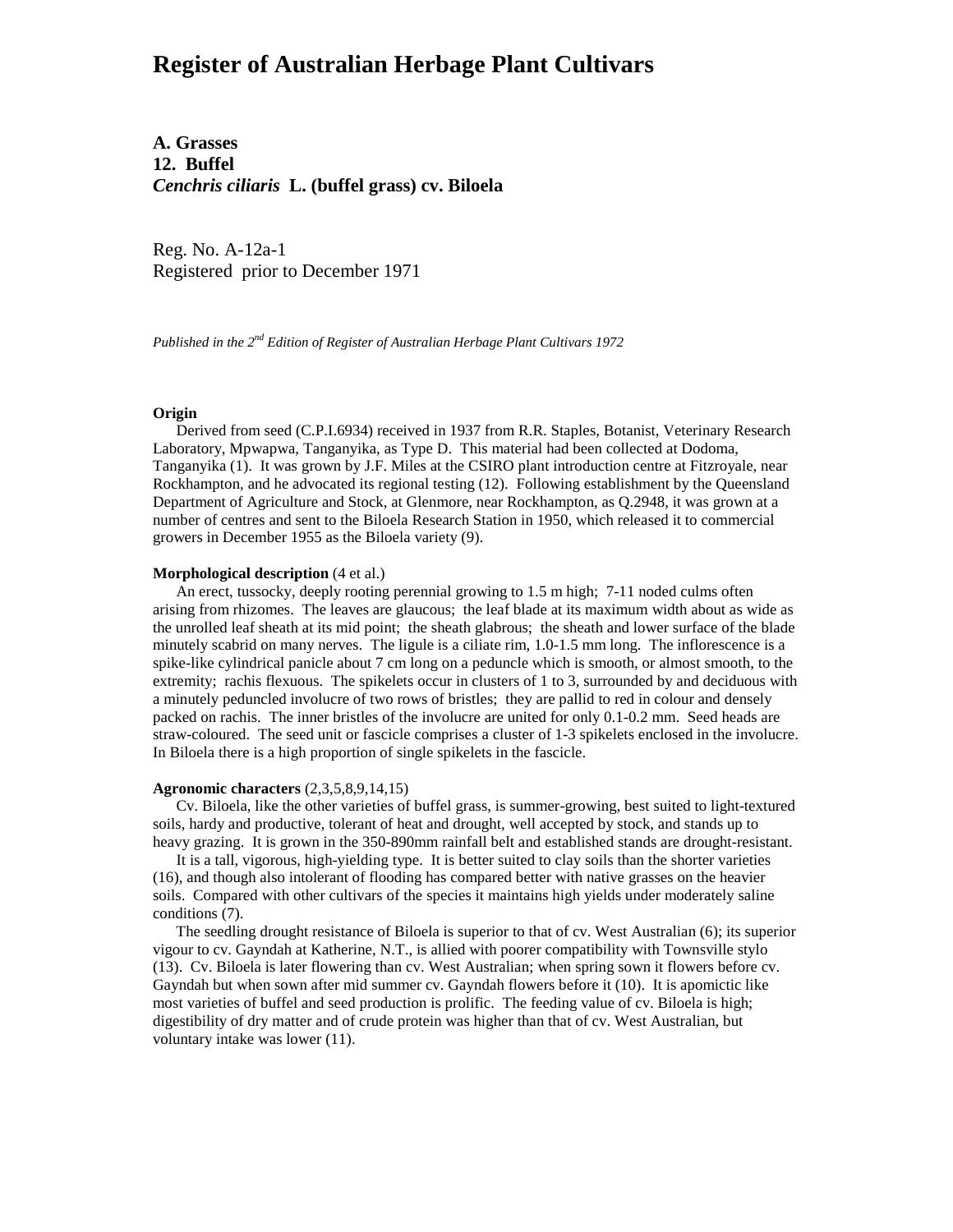# Register of Australian Herbage Plant Cultivars

**A. Grasses**
**12. Buffel**
***Cenchris ciliaris* L. (buffel grass) cv. Biloela**

Reg. No. A-12a-1
Registered prior to December 1971

*Published in the 2nd Edition of Register of Australian Herbage Plant Cultivars 1972*

**Origin**

Derived from seed (C.P.I.6934) received in 1937 from R.R. Staples, Botanist, Veterinary Research Laboratory, Mpwapwa, Tanganyika, as Type D. This material had been collected at Dodoma, Tanganyika (1). It was grown by J.F. Miles at the CSIRO plant introduction centre at Fitzroyale, near Rockhampton, and he advocated its regional testing (12). Following establishment by the Queensland Department of Agriculture and Stock, at Glenmore, near Rockhampton, as Q.2948, it was grown at a number of centres and sent to the Biloela Research Station in 1950, which released it to commercial growers in December 1955 as the Biloela variety (9).

**Morphological description** (4 et al.)

An erect, tussocky, deeply rooting perennial growing to 1.5 m high; 7-11 noded culms often arising from rhizomes. The leaves are glaucous; the leaf blade at its maximum width about as wide as the unrolled leaf sheath at its mid point; the sheath glabrous; the sheath and lower surface of the blade minutely scabrid on many nerves. The ligule is a ciliate rim, 1.0-1.5 mm long. The inflorescence is a spike-like cylindrical panicle about 7 cm long on a peduncle which is smooth, or almost smooth, to the extremity; rachis flexuous. The spikelets occur in clusters of 1 to 3, surrounded by and deciduous with a minutely peduncled involucre of two rows of bristles; they are pallid to red in colour and densely packed on rachis. The inner bristles of the involucre are united for only 0.1-0.2 mm. Seed heads are straw-coloured. The seed unit or fascicle comprises a cluster of 1-3 spikelets enclosed in the involucre. In Biloela there is a high proportion of single spikelets in the fascicle.

**Agronomic characters** (2,3,5,8,9,14,15)

Cv. Biloela, like the other varieties of buffel grass, is summer-growing, best suited to light-textured soils, hardy and productive, tolerant of heat and drought, well accepted by stock, and stands up to heavy grazing. It is grown in the 350-890mm rainfall belt and established stands are drought-resistant.

It is a tall, vigorous, high-yielding type. It is better suited to clay soils than the shorter varieties (16), and though also intolerant of flooding has compared better with native grasses on the heavier soils. Compared with other cultivars of the species it maintains high yields under moderately saline conditions (7).

The seedling drought resistance of Biloela is superior to that of cv. West Australian (6); its superior vigour to cv. Gayndah at Katherine, N.T., is allied with poorer compatibility with Townsville stylo (13). Cv. Biloela is later flowering than cv. West Australian; when spring sown it flowers before cv. Gayndah but when sown after mid summer cv. Gayndah flowers before it (10). It is apomictic like most varieties of buffel and seed production is prolific. The feeding value of cv. Biloela is high; digestibility of dry matter and of crude protein was higher than that of cv. West Australian, but voluntary intake was lower (11).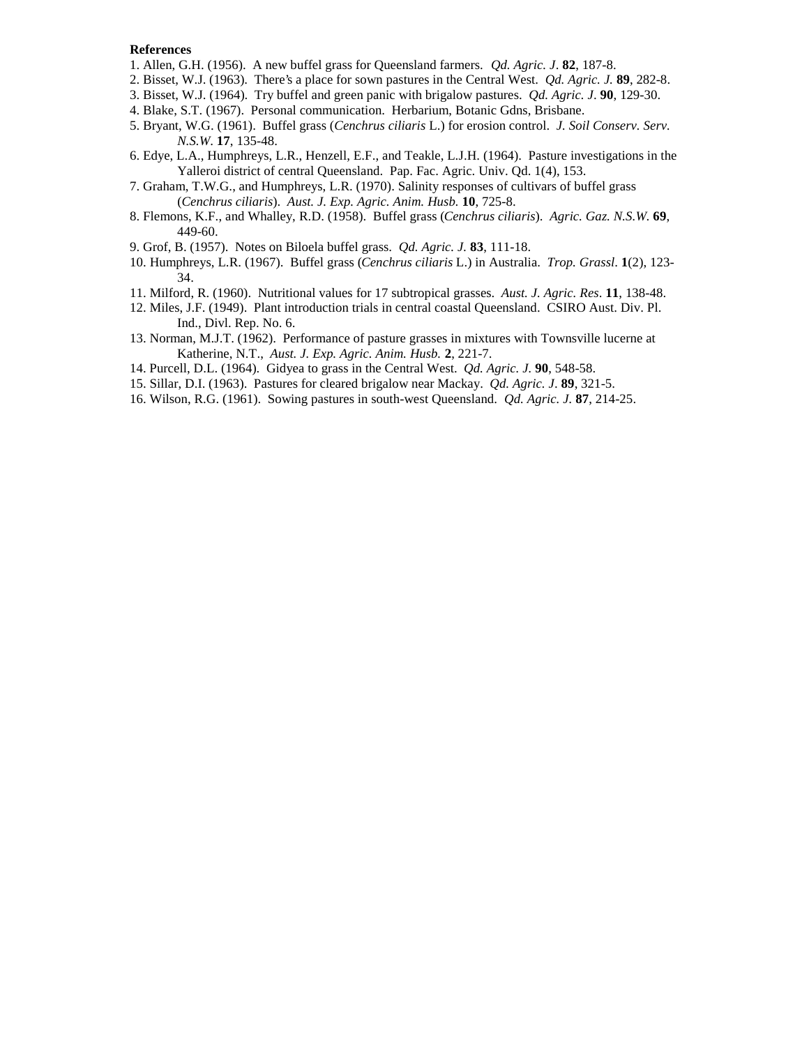**References**

1. Allen, G.H. (1956). A new buffel grass for Queensland farmers. *Qd. Agric. J*. **82**, 187-8.
2. Bisset, W.J. (1963). There's a place for sown pastures in the Central West. *Qd. Agric. J.* **89**, 282-8.
3. Bisset, W.J. (1964). Try buffel and green panic with brigalow pastures. *Qd. Agric. J*. **90**, 129-30.
4. Blake, S.T. (1967). Personal communication. Herbarium, Botanic Gdns, Brisbane.
5. Bryant, W.G. (1961). Buffel grass (*Cenchrus ciliaris* L.) for erosion control. *J. Soil Conserv. Serv. N.S.W.* **17**, 135-48.
6. Edye, L.A., Humphreys, L.R., Henzell, E.F., and Teakle, L.J.H. (1964). Pasture investigations in the Yalleroi district of central Queensland. Pap. Fac. Agric. Univ. Qd. 1(4), 153.
7. Graham, T.W.G., and Humphreys, L.R. (1970). Salinity responses of cultivars of buffel grass (*Cenchrus ciliaris*). *Aust. J. Exp. Agric. Anim. Husb.* **10**, 725-8.
8. Flemons, K.F., and Whalley, R.D. (1958). Buffel grass (*Cenchrus ciliaris*). *Agric. Gaz. N.S.W.* **69**, 449-60.
9. Grof, B. (1957). Notes on Biloela buffel grass. *Qd. Agric. J.* **83**, 111-18.
10. Humphreys, L.R. (1967). Buffel grass (*Cenchrus ciliaris* L.) in Australia. *Trop. Grassl*. **1**(2), 123-34.
11. Milford, R. (1960). Nutritional values for 17 subtropical grasses. *Aust. J. Agric. Res*. **11**, 138-48.
12. Miles, J.F. (1949). Plant introduction trials in central coastal Queensland. CSIRO Aust. Div. Pl. Ind., Divl. Rep. No. 6.
13. Norman, M.J.T. (1962). Performance of pasture grasses in mixtures with Townsville lucerne at Katherine, N.T., *Aust. J. Exp. Agric. Anim. Husb.* **2**, 221-7.
14. Purcell, D.L. (1964). Gidyea to grass in the Central West. *Qd. Agric. J.* **90**, 548-58.
15. Sillar, D.I. (1963). Pastures for cleared brigalow near Mackay. *Qd. Agric. J*. **89**, 321-5.
16. Wilson, R.G. (1961). Sowing pastures in south-west Queensland. *Qd. Agric. J.* **87**, 214-25.